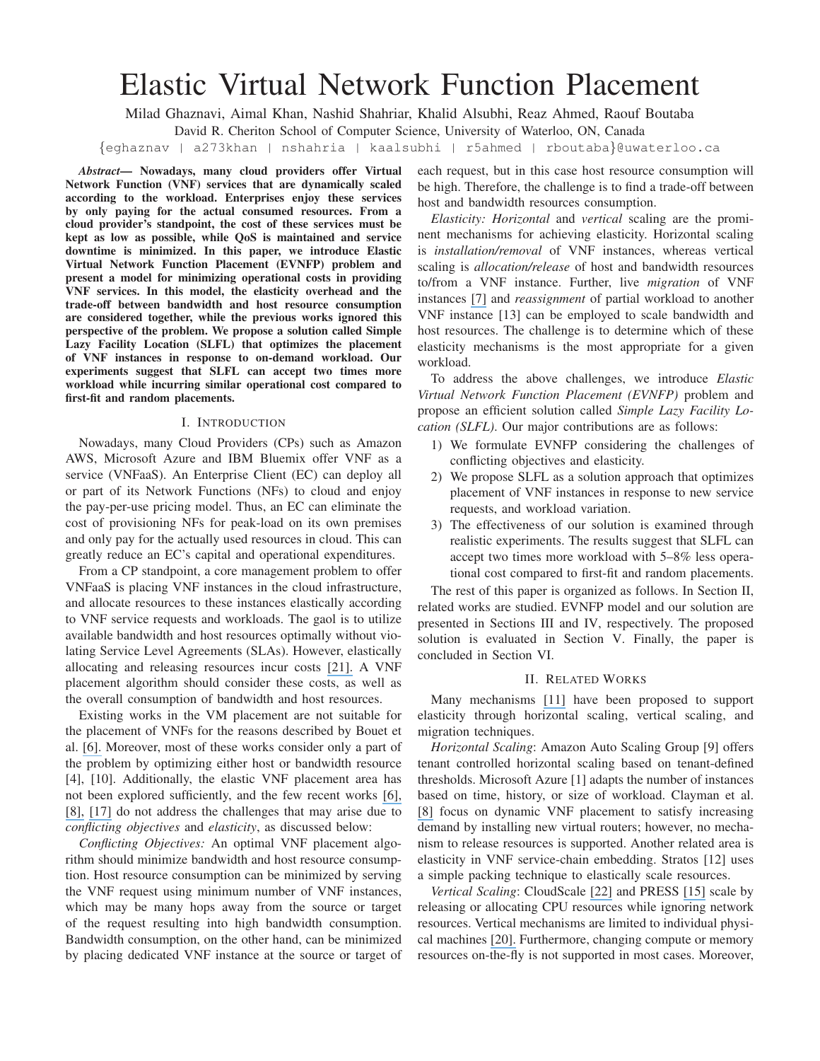# Elastic Virtual Network Function Placement

Milad Ghaznavi, Aimal Khan, Nashid Shahriar, Khalid Alsubhi, Reaz Ahmed, Raouf Boutaba

David R. Cheriton School of Computer Science, University of Waterloo, ON, Canada

{eghaznav | a273khan | nshahria | kaalsubhi | r5ahmed | rboutaba}@uwaterloo.ca

***Abstract*— Nowadays, many cloud providers offer Virtual Network Function (VNF) services that are dynamically scaled according to the workload. Enterprises enjoy these services by only paying for the actual consumed resources. From a cloud provider's standpoint, the cost of these services must be kept as low as possible, while QoS is maintained and service downtime is minimized. In this paper, we introduce Elastic Virtual Network Function Placement (EVNFP) problem and present a model for minimizing operational costs in providing VNF services. In this model, the elasticity overhead and the trade-off between bandwidth and host resource consumption are considered together, while the previous works ignored this perspective of the problem. We propose a solution called Simple Lazy Facility Location (SLFL) that optimizes the placement of VNF instances in response to on-demand workload. Our experiments suggest that SLFL can accept two times more workload while incurring similar operational cost compared to first-fit and random placements.**

## I. Introduction

Nowadays, many Cloud Providers (CPs) such as Amazon AWS, Microsoft Azure and IBM Bluemix offer VNF as a service (VNFaaS). An Enterprise Client (EC) can deploy all or part of its Network Functions (NFs) to cloud and enjoy the pay-per-use pricing model. Thus, an EC can eliminate the cost of provisioning NFs for peak-load on its own premises and only pay for the actually used resources in cloud. This can greatly reduce an EC's capital and operational expenditures.

From a CP standpoint, a core management problem to offer VNFaaS is placing VNF instances in the cloud infrastructure, and allocate resources to these instances elastically according to VNF service requests and workloads. The gaol is to utilize available bandwidth and host resources optimally without violating Service Level Agreements (SLAs). However, elastically allocating and releasing resources incur costs [21]. A VNF placement algorithm should consider these costs, as well as the overall consumption of bandwidth and host resources.

Existing works in the VM placement are not suitable for the placement of VNFs for the reasons described by Bouet et al. [6]. Moreover, most of these works consider only a part of the problem by optimizing either host or bandwidth resource [4], [10]. Additionally, the elastic VNF placement area has not been explored sufficiently, and the few recent works [6], [8], [17] do not address the challenges that may arise due to *conflicting objectives* and *elasticity*, as discussed below:

*Conflicting Objectives:* An optimal VNF placement algorithm should minimize bandwidth and host resource consumption. Host resource consumption can be minimized by serving the VNF request using minimum number of VNF instances, which may be many hops away from the source or target of the request resulting into high bandwidth consumption. Bandwidth consumption, on the other hand, can be minimized by placing dedicated VNF instance at the source or target of each request, but in this case host resource consumption will be high. Therefore, the challenge is to find a trade-off between host and bandwidth resources consumption.

*Elasticity:* *Horizontal* and *vertical* scaling are the prominent mechanisms for achieving elasticity. Horizontal scaling is *installation/removal* of VNF instances, whereas vertical scaling is *allocation/release* of host and bandwidth resources to/from a VNF instance. Further, live *migration* of VNF instances [7] and *reassignment* of partial workload to another VNF instance [13] can be employed to scale bandwidth and host resources. The challenge is to determine which of these elasticity mechanisms is the most appropriate for a given workload.

To address the above challenges, we introduce *Elastic Virtual Network Function Placement (EVNFP)* problem and propose an efficient solution called *Simple Lazy Facility Location (SLFL)*. Our major contributions are as follows:

1) We formulate EVNFP considering the challenges of conflicting objectives and elasticity.
2) We propose SLFL as a solution approach that optimizes placement of VNF instances in response to new service requests, and workload variation.
3) The effectiveness of our solution is examined through realistic experiments. The results suggest that SLFL can accept two times more workload with 5–8% less operational cost compared to first-fit and random placements.

The rest of this paper is organized as follows. In Section II, related works are studied. EVNFP model and our solution are presented in Sections III and IV, respectively. The proposed solution is evaluated in Section V. Finally, the paper is concluded in Section VI.

## II. Related Works

Many mechanisms [11] have been proposed to support elasticity through horizontal scaling, vertical scaling, and migration techniques.

*Horizontal Scaling*: Amazon Auto Scaling Group [9] offers tenant controlled horizontal scaling based on tenant-defined thresholds. Microsoft Azure [1] adapts the number of instances based on time, history, or size of workload. Clayman et al. [8] focus on dynamic VNF placement to satisfy increasing demand by installing new virtual routers; however, no mechanism to release resources is supported. Another related area is elasticity in VNF service-chain embedding. Stratos [12] uses a simple packing technique to elastically scale resources.

*Vertical Scaling*: CloudScale [22] and PRESS [15] scale by releasing or allocating CPU resources while ignoring network resources. Vertical mechanisms are limited to individual physical machines [20]. Furthermore, changing compute or memory resources on-the-fly is not supported in most cases. Moreover,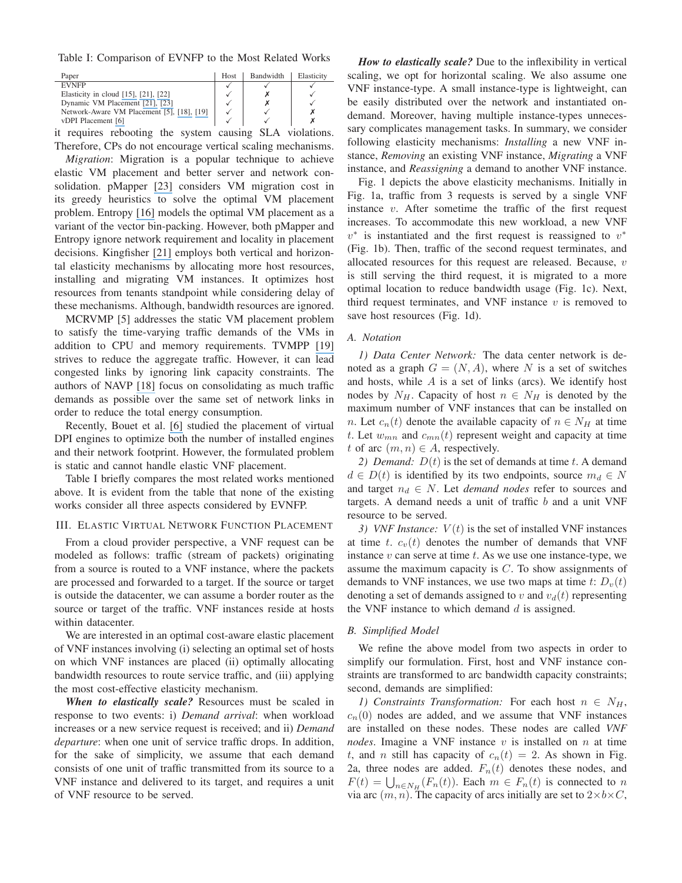Table I: Comparison of EVNFP to the Most Related Works

| Paper | Host | Bandwidth | Elasticity |
|---|---|---|---|
| EVNFP | ✓ | ✓ | ✓ |
| Elasticity in cloud [15], [21], [22] | ✓ | ✗ | ✓ |
| Dynamic VM Placement [21], [23] | ✓ | ✗ | ✓ |
| Network-Aware VM Placement [5], [18], [19] | ✓ | ✓ | ✗ |
| vDPI Placement [6] | ✓ | ✓ | ✗ |

it requires rebooting the system causing SLA violations. Therefore, CPs do not encourage vertical scaling mechanisms.

*Migration*: Migration is a popular technique to achieve elastic VM placement and better server and network consolidation. pMapper [23] considers VM migration cost in its greedy heuristics to solve the optimal VM placement problem. Entropy [16] models the optimal VM placement as a variant of the vector bin-packing. However, both pMapper and Entropy ignore network requirement and locality in placement decisions. Kingfisher [21] employs both vertical and horizontal elasticity mechanisms by allocating more host resources, installing and migrating VM instances. It optimizes host resources from tenants standpoint while considering delay of these mechanisms. Although, bandwidth resources are ignored.

MCRVMP [5] addresses the static VM placement problem to satisfy the time-varying traffic demands of the VMs in addition to CPU and memory requirements. TVMPP [19] strives to reduce the aggregate traffic. However, it can lead congested links by ignoring link capacity constraints. The authors of NAVP [18] focus on consolidating as much traffic demands as possible over the same set of network links in order to reduce the total energy consumption.

Recently, Bouet et al. [6] studied the placement of virtual DPI engines to optimize both the number of installed engines and their network footprint. However, the formulated problem is static and cannot handle elastic VNF placement.

Table I briefly compares the most related works mentioned above. It is evident from the table that none of the existing works consider all three aspects considered by EVNFP.

## III. Elastic Virtual Network Function Placement

From a cloud provider perspective, a VNF request can be modeled as follows: traffic (stream of packets) originating from a source is routed to a VNF instance, where the packets are processed and forwarded to a target. If the source or target is outside the datacenter, we can assume a border router as the source or target of the traffic. VNF instances reside at hosts within datacenter.

We are interested in an optimal cost-aware elastic placement of VNF instances involving (i) selecting an optimal set of hosts on which VNF instances are placed (ii) optimally allocating bandwidth resources to route service traffic, and (iii) applying the most cost-effective elasticity mechanism.

***When to elastically scale?*** Resources must be scaled in response to two events: i) *Demand arrival*: when workload increases or a new service request is received; and ii) *Demand departure*: when one unit of service traffic drops. In addition, for the sake of simplicity, we assume that each demand consists of one unit of traffic transmitted from its source to a VNF instance and delivered to its target, and requires a unit of VNF resource to be served.

***How to elastically scale?*** Due to the inflexibility in vertical scaling, we opt for horizontal scaling. We also assume one VNF instance-type. A small instance-type is lightweight, can be easily distributed over the network and instantiated on-demand. Moreover, having multiple instance-types unnecessary complicates management tasks. In summary, we consider following elasticity mechanisms: *Installing* a new VNF instance, *Removing* an existing VNF instance, *Migrating* a VNF instance, and *Reassigning* a demand to another VNF instance.

Fig. 1 depicts the above elasticity mechanisms. Initially in Fig. 1a, traffic from 3 requests is served by a single VNF instance $v$. After sometime the traffic of the first request increases. To accommodate this new workload, a new VNF $v^*$ is instantiated and the first request is reassigned to $v^*$ (Fig. 1b). Then, traffic of the second request terminates, and allocated resources for this request are released. Because, $v$ is still serving the third request, it is migrated to a more optimal location to reduce bandwidth usage (Fig. 1c). Next, third request terminates, and VNF instance $v$ is removed to save host resources (Fig. 1d).

### A. Notation

*1) Data Center Network:* The data center network is denoted as a graph $G = (N, A)$, where $N$ is a set of switches and hosts, while $A$ is a set of links (arcs). We identify host nodes by $N_H$. Capacity of host $n \in N_H$ is denoted by the maximum number of VNF instances that can be installed on $n$. Let $c_n(t)$ denote the available capacity of $n \in N_H$ at time $t$. Let $w_{mn}$ and $c_{mn}(t)$ represent weight and capacity at time $t$ of arc $(m, n) \in A$, respectively.

*2) Demand:* $D(t)$ is the set of demands at time $t$. A demand $d \in D(t)$ is identified by its two endpoints, source $m_d \in N$ and target $n_d \in N$. Let *demand nodes* refer to sources and targets. A demand needs a unit of traffic $b$ and a unit VNF resource to be served.

*3) VNF Instance:* $V(t)$ is the set of installed VNF instances at time $t$. $c_v(t)$ denotes the number of demands that VNF instance $v$ can serve at time $t$. As we use one instance-type, we assume the maximum capacity is $C$. To show assignments of demands to VNF instances, we use two maps at time $t$: $D_v(t)$ denoting a set of demands assigned to $v$ and $v_d(t)$ representing the VNF instance to which demand $d$ is assigned.

### B. Simplified Model

We refine the above model from two aspects in order to simplify our formulation. First, host and VNF instance constraints are transformed to arc bandwidth capacity constraints; second, demands are simplified:

*1) Constraints Transformation:* For each host $n \in N_H$, $c_n(0)$ nodes are added, and we assume that VNF instances are installed on these nodes. These nodes are called *VNF nodes*. Imagine a VNF instance $v$ is installed on $n$ at time $t$, and $n$ still has capacity of $c_n(t) = 2$. As shown in Fig. 2a, three nodes are added. $F_n(t)$ denotes these nodes, and $F(t) = \bigcup_{n \in N_H}(F_n(t))$. Each $m \in F_n(t)$ is connected to $n$ via arc $(m, n)$. The capacity of arcs initially are set to $2 \times b \times C$,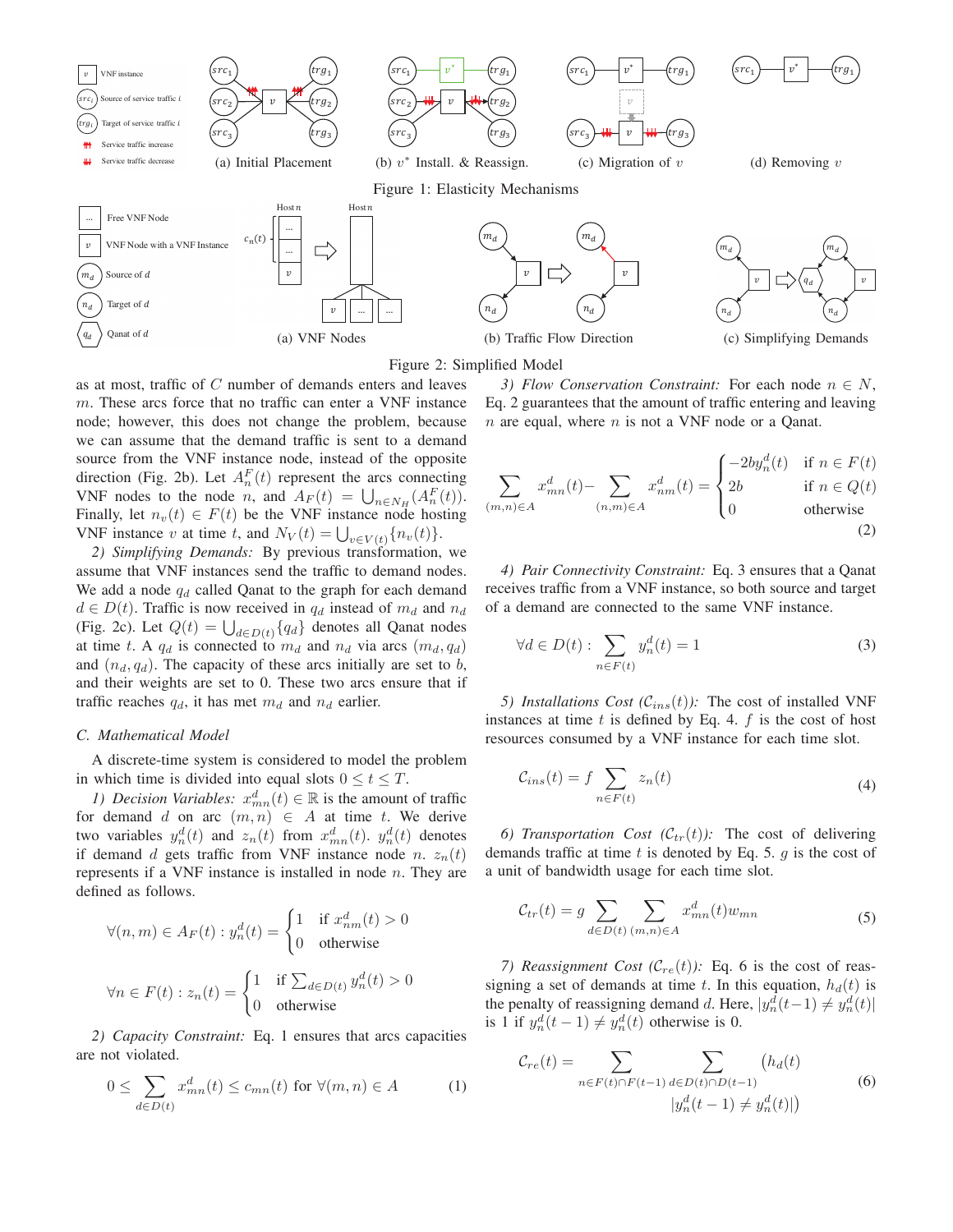Figure 1: Elasticity Mechanisms

(a) Initial Placement (b) $v^*$ Install. & Reassign. (c) Migration of $v$ (d) Removing $v$

Figure 2: Simplified Model

(a) VNF Nodes (b) Traffic Flow Direction (c) Simplifying Demands

as at most, traffic of $C$ number of demands enters and leaves $m$. These arcs force that no traffic can enter a VNF instance node; however, this does not change the problem, because we can assume that the demand traffic is sent to a demand source from the VNF instance node, instead of the opposite direction (Fig. 2b). Let $A^F_n(t)$ represent the arcs connecting VNF nodes to the node $n$, and $A_F(t) = \bigcup_{n \in N_H}(A^F_n(t))$. Finally, let $n_v(t) \in F(t)$ be the VNF instance node hosting VNF instance $v$ at time $t$, and $N_V(t) = \bigcup_{v \in V(t)}\{n_v(t)\}$.

*2) Simplifying Demands:* By previous transformation, we assume that VNF instances send the traffic to demand nodes. We add a node $q_d$ called Qanat to the graph for each demand $d \in D(t)$. Traffic is now received in $q_d$ instead of $m_d$ and $n_d$ (Fig. 2c). Let $Q(t) = \bigcup_{d \in D(t)}\{q_d\}$ denotes all Qanat nodes at time $t$. A $q_d$ is connected to $m_d$ and $n_d$ via arcs $(m_d, q_d)$ and $(n_d, q_d)$. The capacity of these arcs initially are set to $b$, and their weights are set to 0. These two arcs ensure that if traffic reaches $q_d$, it has met $m_d$ and $n_d$ earlier.

### C. Mathematical Model

A discrete-time system is considered to model the problem in which time is divided into equal slots $0 \leq t \leq T$.

*1) Decision Variables:* $x^d_{mn}(t) \in \mathbb{R}$ is the amount of traffic for demand $d$ on arc $(m,n) \in A$ at time $t$. We derive two variables $y^d_n(t)$ and $z_n(t)$ from $x^d_{mn}(t)$. $y^d_n(t)$ denotes if demand $d$ gets traffic from VNF instance node $n$. $z_n(t)$ represents if a VNF instance is installed in node $n$. They are defined as follows.

$$\forall (n,m) \in A_F(t) : y^d_n(t) = \begin{cases} 1 & \text{if } x^d_{nm}(t) > 0 \\ 0 & \text{otherwise} \end{cases}$$

$$\forall n \in F(t) : z_n(t) = \begin{cases} 1 & \text{if } \sum_{d \in D(t)} y^d_n(t) > 0 \\ 0 & \text{otherwise} \end{cases}$$

*2) Capacity Constraint:* Eq. 1 ensures that arcs capacities are not violated.

$$0 \leq \sum_{d \in D(t)} x^d_{mn}(t) \leq c_{mn}(t) \text{ for } \forall (m,n) \in A \tag{1}$$

*3) Flow Conservation Constraint:* For each node $n \in N$, Eq. 2 guarantees that the amount of traffic entering and leaving $n$ are equal, where $n$ is not a VNF node or a Qanat.

$$\sum_{(m,n) \in A} x^d_{mn}(t) - \sum_{(n,m) \in A} x^d_{nm}(t) = \begin{cases} -2by^d_n(t) & \text{if } n \in F(t) \\ 2b & \text{if } n \in Q(t) \\ 0 & \text{otherwise} \end{cases} \tag{2}$$

*4) Pair Connectivity Constraint:* Eq. 3 ensures that a Qanat receives traffic from a VNF instance, so both source and target of a demand are connected to the same VNF instance.

$$\forall d \in D(t) : \sum_{n \in F(t)} y^d_n(t) = 1 \tag{3}$$

*5) Installations Cost ($\mathcal{C}_{ins}(t)$):* The cost of installed VNF instances at time $t$ is defined by Eq. 4. $f$ is the cost of host resources consumed by a VNF instance for each time slot.

$$\mathcal{C}_{ins}(t) = f \sum_{n \in F(t)} z_n(t) \tag{4}$$

*6) Transportation Cost ($\mathcal{C}_{tr}(t)$):* The cost of delivering demands traffic at time $t$ is denoted by Eq. 5. $g$ is the cost of a unit of bandwidth usage for each time slot.

$$\mathcal{C}_{tr}(t) = g \sum_{d \in D(t)} \sum_{(m,n) \in A} x^d_{mn}(t) w_{mn} \tag{5}$$

*7) Reassignment Cost ($\mathcal{C}_{re}(t)$):* Eq. 6 is the cost of reassigning a set of demands at time $t$. In this equation, $h_d(t)$ is the penalty of reassigning demand $d$. Here, $|y^d_n(t-1) \neq y^d_n(t)|$ is 1 if $y^d_n(t-1) \neq y^d_n(t)$ otherwise is 0.

$$\mathcal{C}_{re}(t) = \sum_{n \in F(t) \cap F(t-1)} \sum_{d \in D(t) \cap D(t-1)} \big(h_d(t) \, |y^d_n(t-1) \neq y^d_n(t)|\big) \tag{6}$$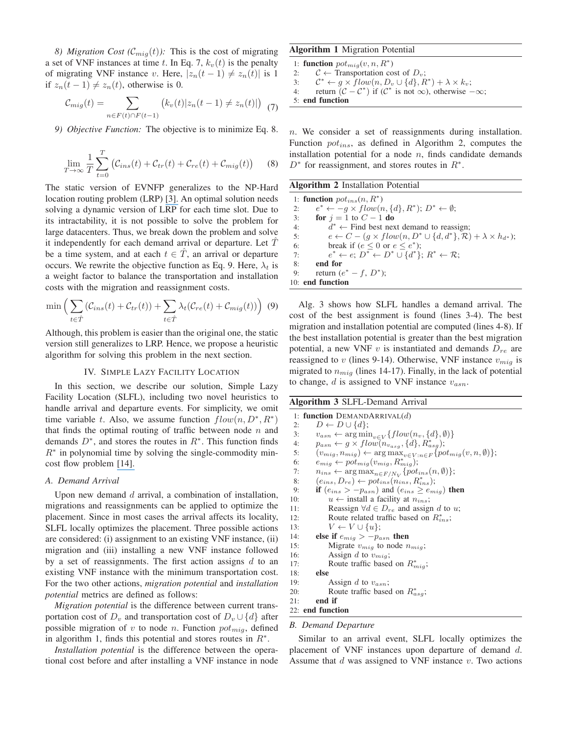*8) Migration Cost ($\mathcal{C}_{mig}(t)$):* This is the cost of migrating a set of VNF instances at time $t$. In Eq. 7, $k_v(t)$ is the penalty of migrating VNF instance $v$. Here, $|z_n(t-1) \neq z_n(t)|$ is 1 if $z_n(t-1) \neq z_n(t)$, otherwise is 0.

$$\mathcal{C}_{mig}(t) = \sum_{n \in F(t) \cap F(t-1)} \big(k_v(t) |z_n(t-1) \neq z_n(t)|\big) \quad (7)$$

*9) Objective Function:* The objective is to minimize Eq. 8.

$$\lim_{T \to \infty} \frac{1}{T} \sum_{t=0}^{T} \big(\mathcal{C}_{ins}(t) + \mathcal{C}_{tr}(t) + \mathcal{C}_{re}(t) + \mathcal{C}_{mig}(t)\big) \quad (8)$$

The static version of EVNFP generalizes to the NP-Hard location routing problem (LRP) [3]. An optimal solution needs solving a dynamic version of LRP for each time slot. Due to its intractability, it is not possible to solve the problem for large datacenters. Thus, we break down the problem and solve it independently for each demand arrival or departure. Let $\hat{T}$ be a time system, and at each $t \in \hat{T}$, an arrival or departure occurs. We rewrite the objective function as Eq. 9. Here, $\lambda_t$ is a weight factor to balance the transportation and installation costs with the migration and reassignment costs.

$$\min\Big(\sum_{t \in \hat{T}} (\mathcal{C}_{ins}(t) + \mathcal{C}_{tr}(t)) + \sum_{t \in \hat{T}} \lambda_t (\mathcal{C}_{re}(t) + \mathcal{C}_{mig}(t))\Big) \quad (9)$$

Although, this problem is easier than the original one, the static version still generalizes to LRP. Hence, we propose a heuristic algorithm for solving this problem in the next section.

## IV. Simple Lazy Facility Location

In this section, we describe our solution, Simple Lazy Facility Location (SLFL), including two novel heuristics to handle arrival and departure events. For simplicity, we omit time variable $t$. Also, we assume function $flow(n, D^*, R^*)$ that finds the optimal routing of traffic between node $n$ and demands $D^*$, and stores the routes in $R^*$. This function finds $R^*$ in polynomial time by solving the single-commodity min-cost flow problem [14].

### A. Demand Arrival

Upon new demand $d$ arrival, a combination of installation, migrations and reassignments can be applied to optimize the placement. Since in most cases the arrival affects its locality, SLFL locally optimizes the placement. Three possible actions are considered: (i) assignment to an existing VNF instance, (ii) migration and (iii) installing a new VNF instance followed by a set of reassignments. The first action assigns $d$ to an existing VNF instance with the minimum transportation cost. For the two other actions, *migration potential* and *installation potential* metrics are defined as follows:

*Migration potential* is the difference between current transportation cost of $D_v$ and transportation cost of $D_v \cup \{d\}$ after possible migration of $v$ to node $n$. Function $pot_{mig}$, defined in algorithm 1, finds this potential and stores routes in $R^*$.

*Installation potential* is the difference between the operational cost before and after installing a VNF instance in node $n$. We consider a set of reassignments during installation. Function $pot_{ins}$, as defined in Algorithm 2, computes the installation potential for a node $n$, finds candidate demands $D^*$ for reassignment, and stores routes in $R^*$.

**Algorithm 1** Migration Potential

```
1: function pot_mig(v, n, R*)
2:     C ← Transportation cost of D_v;
3:     C* ← g × flow(n, D_v ∪ {d}, R*) + λ × k_v;
4:     return (C − C*) if (C* is not ∞), otherwise −∞;
5: end function
```

**Algorithm 2** Installation Potential

```
1: function pot_ins(n, R*)
2:     e* ← −g × flow(n, {d}, R*); D* ← ∅;
3:     for j = 1 to C − 1 do
4:         d* ← Find best next demand to reassign;
5:         e ← C − (g × flow(n, D* ∪ {d, d*}, R) + λ × h_{d*});
6:         break if (e ≤ 0 or e ≤ e*);
7:         e* ← e; D* ← D* ∪ {d*}; R* ← R;
8:     end for
9:     return (e* − f, D*);
10: end function
```

Alg. 3 shows how SLFL handles a demand arrival. The cost of the best assignment is found (lines 3-4). The best migration and installation potential are computed (lines 4-8). If the best installation potential is greater than the best migration potential, a new VNF $v$ is instantiated and demands $D_{re}$ are reassigned to $v$ (lines 9-14). Otherwise, VNF instance $v_{mig}$ is migrated to $n_{mig}$ (lines 14-17). Finally, in the lack of potential to change, $d$ is assigned to VNF instance $v_{asn}$.

**Algorithm 3** SLFL-Demand Arrival

```
1: function DemandArrival(d)
2:     D ← D ∪ {d};
3:     v_asn ← arg min_{v∈V} {flow(n_v, {d}, ∅)}
4:     p_asn ← g × flow(n_{v_asg}, {d}, R*_asg);
5:     (v_mig, n_mig) ← arg max_{v∈V:n∈F} {pot_mig(v, n, ∅)};
6:     e_mig ← pot_mig(v_mig, R*_mig);
7:     n_ins ← arg max_{n∈F/N_V} {pot_ins(n, ∅)};
8:     (e_ins, D_re) ← pot_ins(n_ins, R*_ins);
9:     if (e_ins > −p_asn) and (e_ins ≥ e_mig) then
10:        u ← install a facility at n_ins;
11:        Reassign ∀d ∈ D_re and assign d to u;
12:        Route related traffic based on R*_ins;
13:        V ← V ∪ {u};
14:    else if e_mig > −p_asn then
15:        Migrate v_mig to node n_mig;
16:        Assign d to v_mig;
17:        Route traffic based on R*_mig;
18:    else
19:        Assign d to v_asn;
20:        Route traffic based on R*_asg;
21:    end if
22: end function
```

### B. Demand Departure

Similar to an arrival event, SLFL locally optimizes the placement of VNF instances upon departure of demand $d$. Assume that $d$ was assigned to VNF instance $v$. Two actions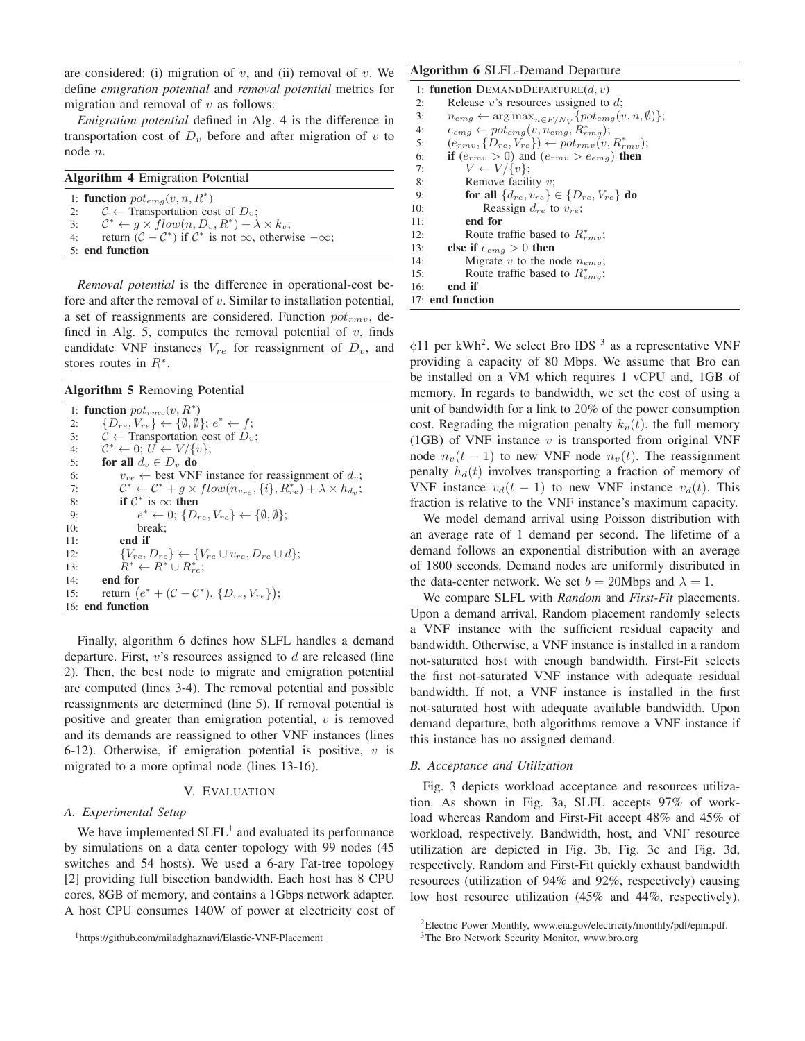are considered: (i) migration of $v$, and (ii) removal of $v$. We define *emigration potential* and *removal potential* metrics for migration and removal of $v$ as follows:

*Emigration potential* defined in Alg. 4 is the difference in transportation cost of $D_v$ before and after migration of $v$ to node $n$.

**Algorithm 4** Emigration Potential

```
1: function pot_emg(v, n, R*)
2:     C ← Transportation cost of D_v;
3:     C* ← g × flow(n, D_v, R*) + λ × k_v;
4:     return (C − C*) if C* is not ∞, otherwise −∞;
5: end function
```

*Removal potential* is the difference in operational-cost before and after the removal of $v$. Similar to installation potential, a set of reassignments are considered. Function $pot_{rmv}$, defined in Alg. 5, computes the removal potential of $v$, finds candidate VNF instances $V_{re}$ for reassignment of $D_v$, and stores routes in $R^*$.

**Algorithm 5** Removing Potential

```
1: function pot_rmv(v, R*)
2:     {D_re, V_re} ← {∅, ∅}; e* ← f;
3:     C ← Transportation cost of D_v;
4:     C* ← 0; U ← V/{v};
5:     for all d_v ∈ D_v do
6:         v_re ← best VNF instance for reassignment of d_v;
7:         C* ← C* + g × flow(n_{v_re}, {i}, R*_re) + λ × h_{d_v};
8:         if C* is ∞ then
9:             e* ← 0; {D_re, V_re} ← {∅, ∅};
10:            break;
11:        end if
12:        {V_re, D_re} ← {V_re ∪ v_re, D_re ∪ d};
13:        R* ← R* ∪ R*_re;
14:    end for
15:    return (e* + (C − C*), {D_re, V_re});
16: end function
```

Finally, algorithm 6 defines how SLFL handles a demand departure. First, $v$'s resources assigned to $d$ are released (line 2). Then, the best node to migrate and emigration potential are computed (lines 3-4). The removal potential and possible reassignments are determined (line 5). If removal potential is positive and greater than emigration potential, $v$ is removed and its demands are reassigned to other VNF instances (lines 6-12). Otherwise, if emigration potential is positive, $v$ is migrated to a more optimal node (lines 13-16).

**Algorithm 6** SLFL-Demand Departure

```
1: function DEMANDDEPARTURE(d, v)
2:     Release v's resources assigned to d;
3:     n_emg ← argmax_{n∈F/N_V} {pot_emg(v, n, ∅)};
4:     e_emg ← pot_emg(v, n_emg, R*_emg);
5:     (e_rmv, {D_re, V_re}) ← pot_rmv(v, R*_rmv);
6:     if (e_rmv > 0) and (e_rmv > e_emg) then
7:         V ← V/{v};
8:         Remove facility v;
9:         for all {d_re, v_re} ∈ {D_re, V_re} do
10:            Reassign d_re to v_re;
11:        end for
12:        Route traffic based to R*_rmv;
13:    else if e_emg > 0 then
14:        Migrate v to the node n_emg;
15:        Route traffic based to R*_emg;
16:    end if
17: end function
```

## V. Evaluation

### A. Experimental Setup

We have implemented SLFL[1] and evaluated its performance by simulations on a data center topology with 99 nodes (45 switches and 54 hosts). We used a 6-ary Fat-tree topology [2] providing full bisection bandwidth. Each host has 8 CPU cores, 8GB of memory, and contains a 1Gbps network adapter. A host CPU consumes 140W of power at electricity cost of ¢11 per kWh[2]. We select Bro IDS [3] as a representative VNF providing a capacity of 80 Mbps. We assume that Bro can be installed on a VM which requires 1 vCPU and, 1GB of memory. In regards to bandwidth, we set the cost of using a unit of bandwidth for a link to 20% of the power consumption cost. Regrading the migration penalty $k_v(t)$, the full memory (1GB) of VNF instance $v$ is transported from original VNF node $n_v(t-1)$ to new VNF node $n_v(t)$. The reassignment penalty $h_d(t)$ involves transporting a fraction of memory of VNF instance $v_d(t-1)$ to new VNF instance $v_d(t)$. This fraction is relative to the VNF instance's maximum capacity.

We model demand arrival using Poisson distribution with an average rate of 1 demand per second. The lifetime of a demand follows an exponential distribution with an average of 1800 seconds. Demand nodes are uniformly distributed in the data-center network. We set $b = 20$Mbps and $\lambda = 1$.

We compare SLFL with *Random* and *First-Fit* placements. Upon a demand arrival, Random placement randomly selects a VNF instance with the sufficient residual capacity and bandwidth. Otherwise, a VNF instance is installed in a random not-saturated host with enough bandwidth. First-Fit selects the first not-saturated VNF instance with adequate residual bandwidth. If not, a VNF instance is installed in the first not-saturated host with adequate available bandwidth. Upon demand departure, both algorithms remove a VNF instance if this instance has no assigned demand.

### B. Acceptance and Utilization

Fig. 3 depicts workload acceptance and resources utilization. As shown in Fig. 3a, SLFL accepts 97% of workload whereas Random and First-Fit accept 48% and 45% of workload, respectively. Bandwidth, host, and VNF resource utilization are depicted in Fig. 3b, Fig. 3c and Fig. 3d, respectively. Random and First-Fit quickly exhaust bandwidth resources (utilization of 94% and 92%, respectively) causing low host resource utilization (45% and 44%, respectively).

[1] https://github.com/miladghaznavi/Elastic-VNF-Placement

[2] Electric Power Monthly, www.eia.gov/electricity/monthly/pdf/epm.pdf.

[3] The Bro Network Security Monitor, www.bro.org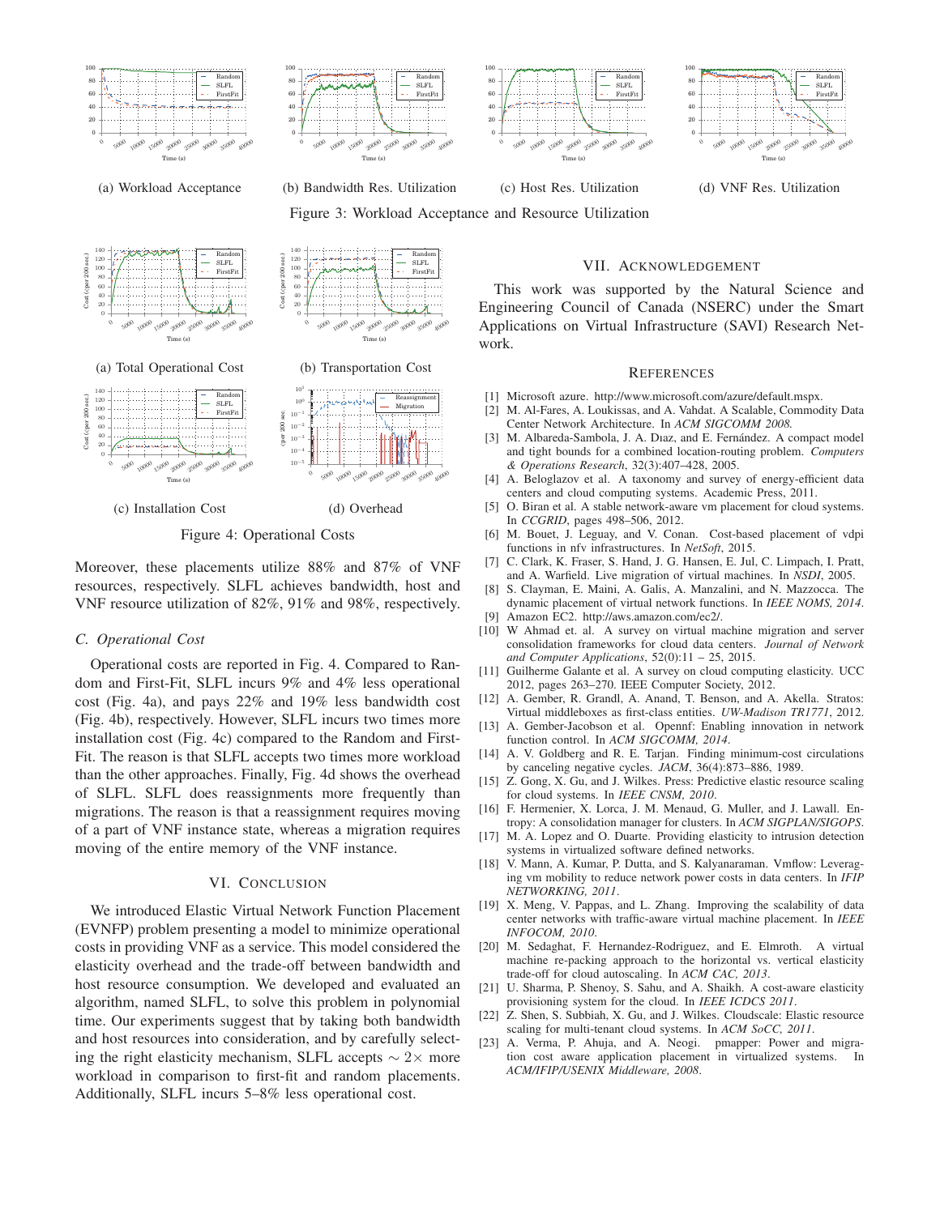100
80
60
40
20
0
0 5000 10000 15000 20000 25000 30000 35000 40000
Time (s)
Random
SLFL
FirstFit

(a) Workload Acceptance

100
80
60
40
20
0
0 5000 10000 15000 20000 25000 30000 35000 40000
Time (s)
Random
SLFL
FirstFit

(b) Bandwidth Res. Utilization

100
80
60
40
20
0
0 5000 10000 15000 20000 25000 30000 35000 40000
Time (s)
Random
SLFL
FirstFit

(c) Host Res. Utilization

100
80
60
40
20
0
0 5000 10000 15000 20000 25000 30000 35000 40000
Time (s)
Random
SLFL
FirstFit

(d) VNF Res. Utilization

Figure 3: Workload Acceptance and Resource Utilization

Cost (cper 200 sec.)
140
120
100
80
60
40
20
0
0 5000 10000 15000 20000 25000 30000 35000 40000
Time (s)
Random
SLFL
FirstFit

(a) Total Operational Cost

Cost (cper 200 sec.)
140
120
100
80
60
40
20
0
0 5000 10000 15000 20000 25000 30000 35000 40000
Time (s)
Random
SLFL
FirstFit

(b) Transportation Cost

Cost (cper 200 sec.)
140
120
100
80
60
40
20
0
5000 10000 15000 20000 25000 30000 35000 40000
Time (s)
Random
SLFL
FirstFit

(c) Installation Cost

cper 200 sec
$10^1$
$10^0$
$10^{-1}$
$10^{-2}$
$10^{-3}$
$10^{-4}$
$10^{-5}$
0 5000 10000 15000 20000 25000 30000 35000 40000
Reassignment
Migration

(d) Overhead

Figure 4: Operational Costs

Moreover, these placements utilize 88% and 87% of VNF resources, respectively. SLFL achieves bandwidth, host and VNF resource utilization of 82%, 91% and 98%, respectively.

### C. Operational Cost

Operational costs are reported in Fig. 4. Compared to Random and First-Fit, SLFL incurs 9% and 4% less operational cost (Fig. 4a), and pays 22% and 19% less bandwidth cost (Fig. 4b), respectively. However, SLFL incurs two times more installation cost (Fig. 4c) compared to the Random and First-Fit. The reason is that SLFL accepts two times more workload than the other approaches. Finally, Fig. 4d shows the overhead of SLFL. SLFL does reassignments more frequently than migrations. The reason is that a reassignment requires moving of a part of VNF instance state, whereas a migration requires moving of the entire memory of the VNF instance.

## VI. Conclusion

We introduced Elastic Virtual Network Function Placement (EVNFP) problem presenting a model to minimize operational costs in providing VNF as a service. This model considered the elasticity overhead and the trade-off between bandwidth and host resource consumption. We developed and evaluated an algorithm, named SLFL, to solve this problem in polynomial time. Our experiments suggest that by taking both bandwidth and host resources into consideration, and by carefully selecting the right elasticity mechanism, SLFL accepts $\sim 2\times$ more workload in comparison to first-fit and random placements. Additionally, SLFL incurs 5–8% less operational cost.

## VII. Acknowledgement

This work was supported by the Natural Science and Engineering Council of Canada (NSERC) under the Smart Applications on Virtual Infrastructure (SAVI) Research Network.

## References

[1] Microsoft azure. http://www.microsoft.com/azure/default.mspx.

[2] M. Al-Fares, A. Loukissas, and A. Vahdat. A Scalable, Commodity Data Center Network Architecture. In *ACM SIGCOMM 2008.*

[3] M. Albareda-Sambola, J. A. Dıaz, and E. Fernández. A compact model and tight bounds for a combined location-routing problem. *Computers & Operations Research*, 32(3):407–428, 2005.

[4] A. Beloglazov et al. A taxonomy and survey of energy-efficient data centers and cloud computing systems. Academic Press, 2011.

[5] O. Biran et al. A stable network-aware vm placement for cloud systems. In *CCGRID*, pages 498–506, 2012.

[6] M. Bouet, J. Leguay, and V. Conan. Cost-based placement of vdpi functions in nfv infrastructures. In *NetSoft*, 2015.

[7] C. Clark, K. Fraser, S. Hand, J. G. Hansen, E. Jul, C. Limpach, I. Pratt, and A. Warfield. Live migration of virtual machines. In *NSDI*, 2005.

[8] S. Clayman, E. Maini, A. Galis, A. Manzalini, and N. Mazzocca. The dynamic placement of virtual network functions. In *IEEE NOMS, 2014*.

[9] Amazon EC2. http://aws.amazon.com/ec2/.

[10] W Ahmad et. al. A survey on virtual machine migration and server consolidation frameworks for cloud data centers. *Journal of Network and Computer Applications*, 52(0):11 – 25, 2015.

[11] Guilherme Galante et al. A survey on cloud computing elasticity. UCC 2012, pages 263–270. IEEE Computer Society, 2012.

[12] A. Gember, R. Grandl, A. Anand, T. Benson, and A. Akella. Stratos: Virtual middleboxes as first-class entities. *UW-Madison TR1771*, 2012.

[13] A. Gember-Jacobson et al. Opennf: Enabling innovation in network function control. In *ACM SIGCOMM, 2014*.

[14] A. V. Goldberg and R. E. Tarjan. Finding minimum-cost circulations by canceling negative cycles. *JACM*, 36(4):873–886, 1989.

[15] Z. Gong, X. Gu, and J. Wilkes. Press: Predictive elastic resource scaling for cloud systems. In *IEEE CNSM, 2010*.

[16] F. Hermenier, X. Lorca, J. M. Menaud, G. Muller, and J. Lawall. Entropy: A consolidation manager for clusters. In *ACM SIGPLAN/SIGOPS*.

[17] M. A. Lopez and O. Duarte. Providing elasticity to intrusion detection systems in virtualized software defined networks.

[18] V. Mann, A. Kumar, P. Dutta, and S. Kalyanaraman. Vmflow: Leveraging vm mobility to reduce network power costs in data centers. In *IFIP NETWORKING, 2011*.

[19] X. Meng, V. Pappas, and L. Zhang. Improving the scalability of data center networks with traffic-aware virtual machine placement. In *IEEE INFOCOM, 2010*.

[20] M. Sedaghat, F. Hernandez-Rodriguez, and E. Elmroth. A virtual machine re-packing approach to the horizontal vs. vertical elasticity trade-off for cloud autoscaling. In *ACM CAC, 2013*.

[21] U. Sharma, P. Shenoy, S. Sahu, and A. Shaikh. A cost-aware elasticity provisioning system for the cloud. In *IEEE ICDCS 2011*.

[22] Z. Shen, S. Subbiah, X. Gu, and J. Wilkes. Cloudscale: Elastic resource scaling for multi-tenant cloud systems. In *ACM SoCC, 2011*.

[23] A. Verma, P. Ahuja, and A. Neogi. pmapper: Power and migration cost aware application placement in virtualized systems. In *ACM/IFIP/USENIX Middleware, 2008*.